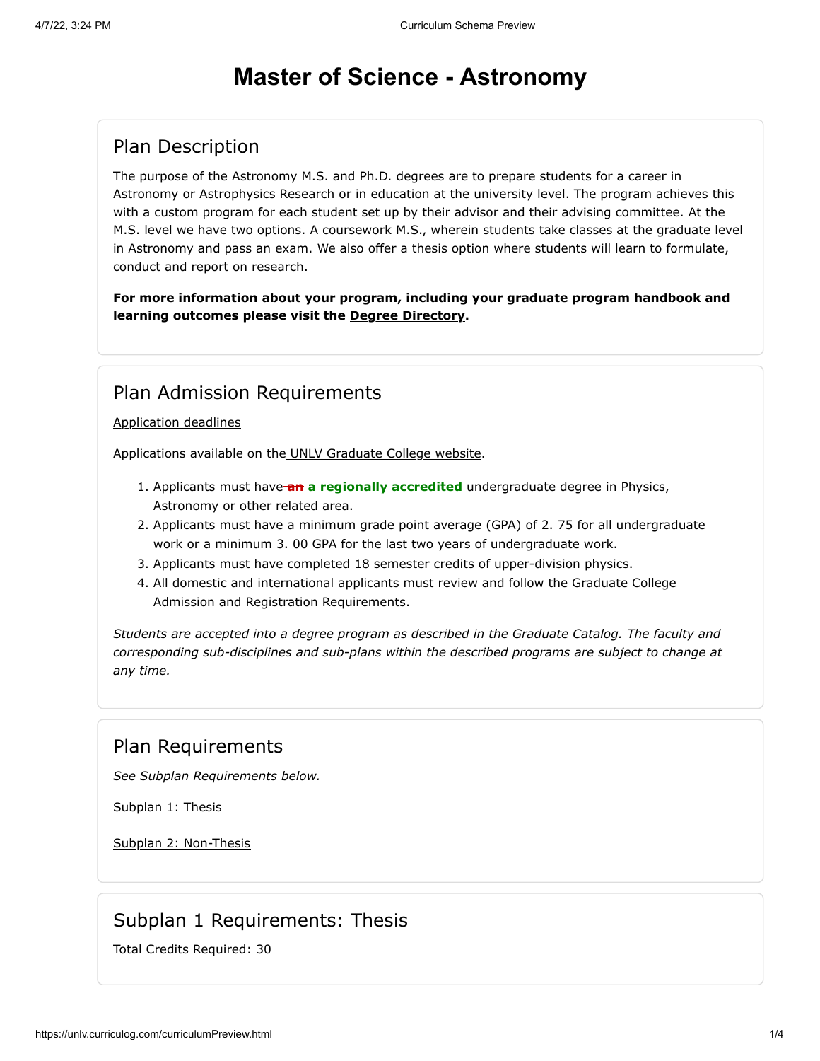# Master of Science - Astronomy

## Plan Description

The purpose of the Astronomy M.S. and Ph.D. degrees are to prepare students for a career in Astronomy or Astrophysics Research or in education at the university level. The program achieves this with a custom program for each student set up by their advisor and their advising committee. At the M.S. level we have two options. A coursework M.S., wherein students take classes at the graduate level in Astronomy and pass an exam. We also offer a thesis option where students will learn to formulate, conduct and report on research.

**For more information about your program, including your graduate program handbook and learning outcomes please visit the Degree Directory.**

## Plan Admission Requirements

Application deadlines

Applications available on the UNLV Graduate College website.

1. Applicants must have ~~an~~ **a regionally accredited** undergraduate degree in Physics, Astronomy or other related area.
2. Applicants must have a minimum grade point average (GPA) of 2. 75 for all undergraduate work or a minimum 3. 00 GPA for the last two years of undergraduate work.
3. Applicants must have completed 18 semester credits of upper-division physics.
4. All domestic and international applicants must review and follow the Graduate College Admission and Registration Requirements.

*Students are accepted into a degree program as described in the Graduate Catalog. The faculty and corresponding sub-disciplines and sub-plans within the described programs are subject to change at any time.*

## Plan Requirements

*See Subplan Requirements below.*

Subplan 1: Thesis

Subplan 2: Non-Thesis

## Subplan 1 Requirements: Thesis

Total Credits Required: 30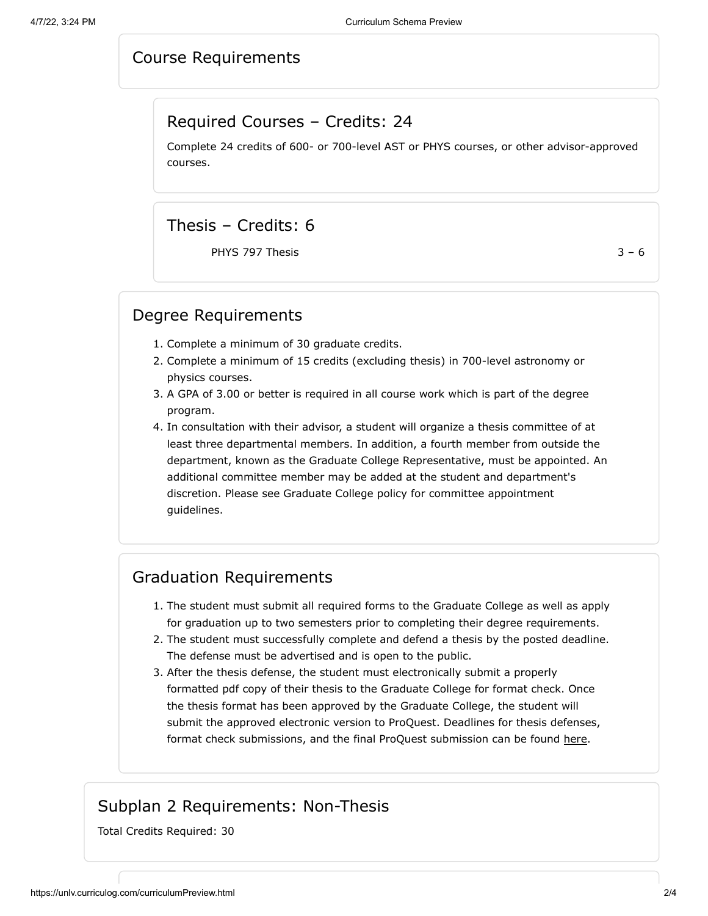## Course Requirements

### Required Courses – Credits: 24

Complete 24 credits of 600- or 700-level AST or PHYS courses, or other advisor-approved courses.

### Thesis – Credits: 6

| Course | Credits |
| --- | --- |
| PHYS 797 Thesis | 3 – 6 |

## Degree Requirements

1. Complete a minimum of 30 graduate credits.
2. Complete a minimum of 15 credits (excluding thesis) in 700-level astronomy or physics courses.
3. A GPA of 3.00 or better is required in all course work which is part of the degree program.
4. In consultation with their advisor, a student will organize a thesis committee of at least three departmental members. In addition, a fourth member from outside the department, known as the Graduate College Representative, must be appointed. An additional committee member may be added at the student and department's discretion. Please see Graduate College policy for committee appointment guidelines.

## Graduation Requirements

1. The student must submit all required forms to the Graduate College as well as apply for graduation up to two semesters prior to completing their degree requirements.
2. The student must successfully complete and defend a thesis by the posted deadline. The defense must be advertised and is open to the public.
3. After the thesis defense, the student must electronically submit a properly formatted pdf copy of their thesis to the Graduate College for format check. Once the thesis format has been approved by the Graduate College, the student will submit the approved electronic version to ProQuest. Deadlines for thesis defenses, format check submissions, and the final ProQuest submission can be found here.

# Subplan 2 Requirements: Non-Thesis

Total Credits Required: 30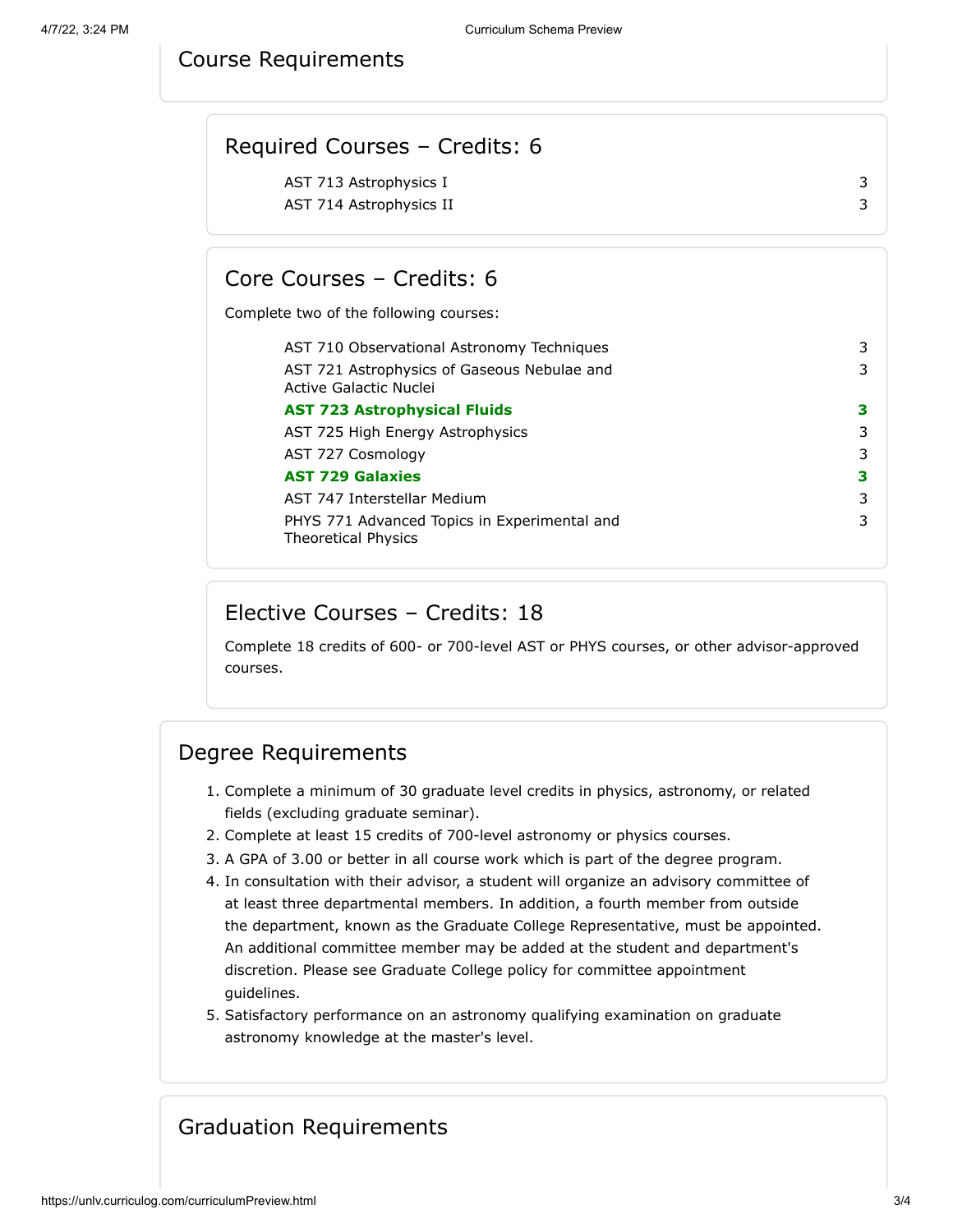## Course Requirements

### Required Courses – Credits: 6

| Course | Credits |
|---|---|
| AST 713 Astrophysics I | 3 |
| AST 714 Astrophysics II | 3 |

### Core Courses – Credits: 6

Complete two of the following courses:

| Course | Credits |
|---|---|
| AST 710 Observational Astronomy Techniques | 3 |
| AST 721 Astrophysics of Gaseous Nebulae and Active Galactic Nuclei | 3 |
| **AST 723 Astrophysical Fluids** | **3** |
| AST 725 High Energy Astrophysics | 3 |
| AST 727 Cosmology | 3 |
| **AST 729 Galaxies** | **3** |
| AST 747 Interstellar Medium | 3 |
| PHYS 771 Advanced Topics in Experimental and Theoretical Physics | 3 |

### Elective Courses – Credits: 18

Complete 18 credits of 600- or 700-level AST or PHYS courses, or other advisor-approved courses.

## Degree Requirements

1. Complete a minimum of 30 graduate level credits in physics, astronomy, or related fields (excluding graduate seminar).
2. Complete at least 15 credits of 700-level astronomy or physics courses.
3. A GPA of 3.00 or better in all course work which is part of the degree program.
4. In consultation with their advisor, a student will organize an advisory committee of at least three departmental members. In addition, a fourth member from outside the department, known as the Graduate College Representative, must be appointed. An additional committee member may be added at the student and department's discretion. Please see Graduate College policy for committee appointment guidelines.
5. Satisfactory performance on an astronomy qualifying examination on graduate astronomy knowledge at the master's level.

## Graduation Requirements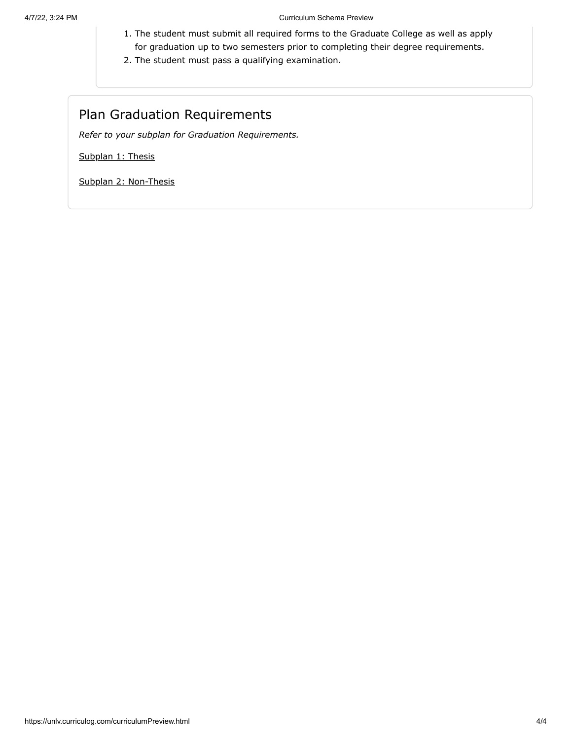1. The student must submit all required forms to the Graduate College as well as apply for graduation up to two semesters prior to completing their degree requirements.
2. The student must pass a qualifying examination.

## Plan Graduation Requirements

*Refer to your subplan for Graduation Requirements.*

Subplan 1: Thesis

Subplan 2: Non-Thesis